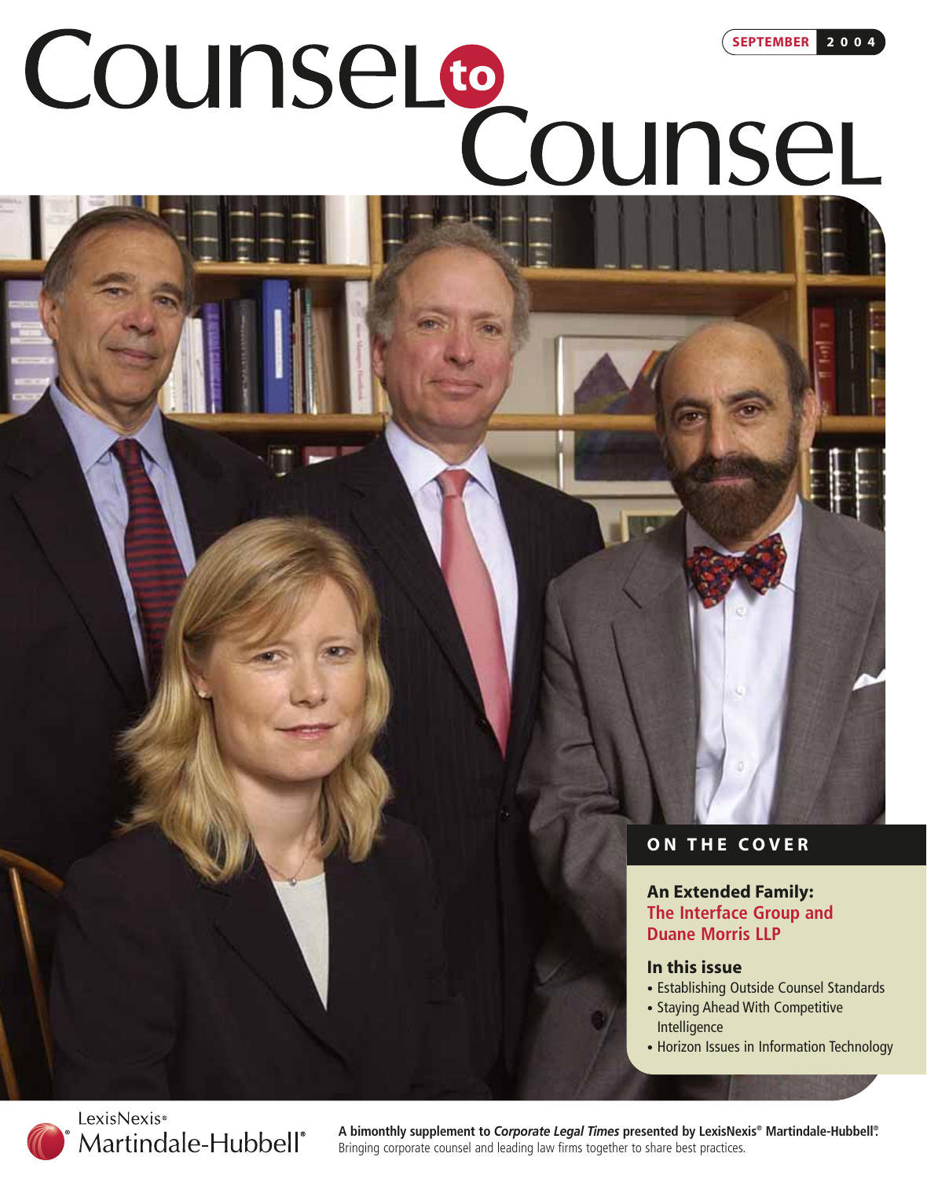# Counsel to Counsel

SEPTEMBER 2004

## ON THE COVER

**An Extended Family:**
**The Interface Group and Duane Morris LLP**

### In this issue

- Establishing Outside Counsel Standards
- Staying Ahead With Competitive Intelligence
- Horizon Issues in Information Technology

LexisNexis® Martindale-Hubbell®

**A bimonthly supplement to *Corporate Legal Times* presented by LexisNexis® Martindale-Hubbell®.**
Bringing corporate counsel and leading law firms together to share best practices.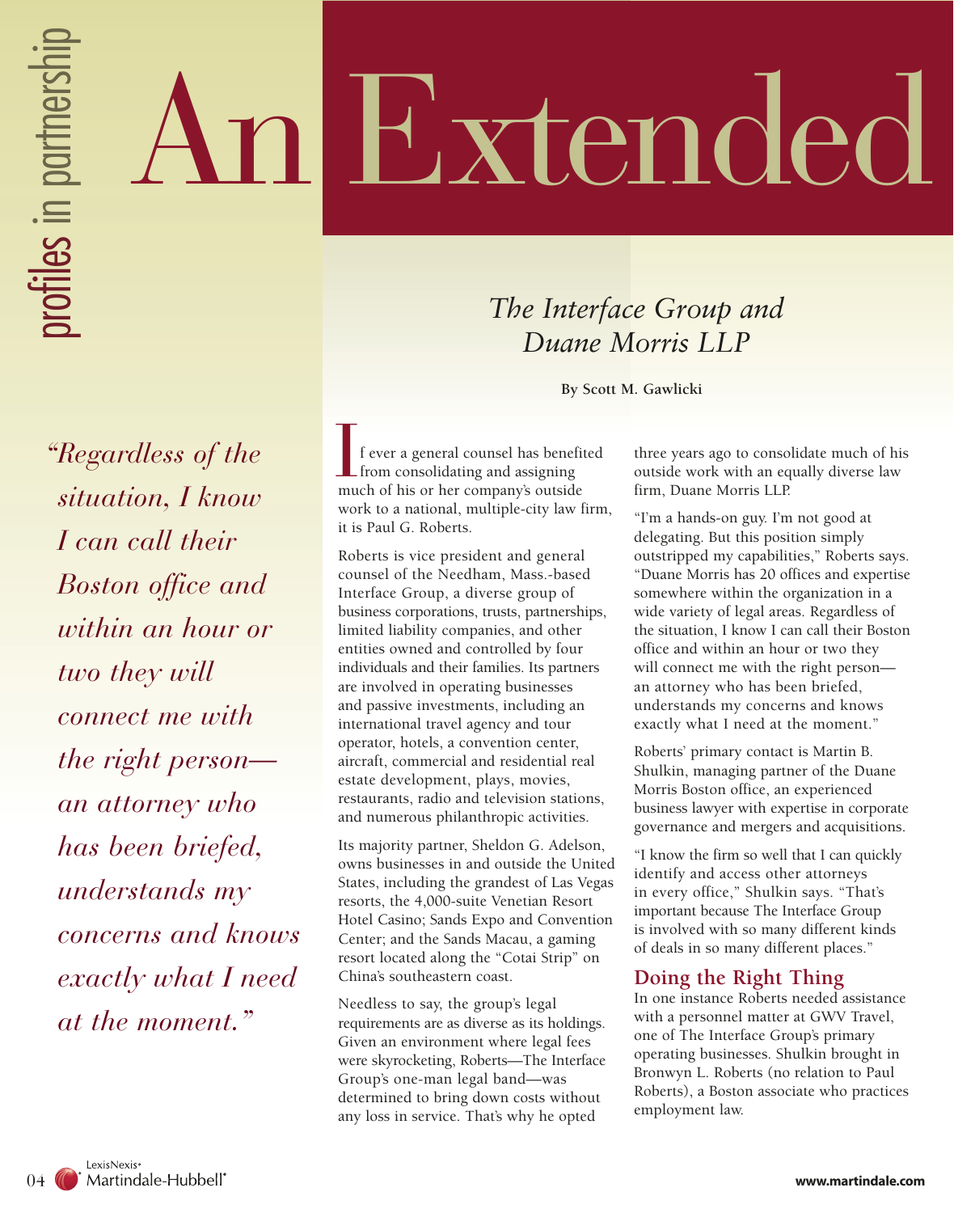profiles in partnership

# An Extended

## *The Interface Group and Duane Morris LLP*

**By Scott M. Gawlicki**

*"Regardless of the situation, I know I can call their Boston office and within an hour or two they will connect me with the right person—an attorney who has been briefed, understands my concerns and knows exactly what I need at the moment."*

If ever a general counsel has benefited from consolidating and assigning much of his or her company's outside work to a national, multiple-city law firm, it is Paul G. Roberts.

Roberts is vice president and general counsel of the Needham, Mass.-based Interface Group, a diverse group of business corporations, trusts, partnerships, limited liability companies, and other entities owned and controlled by four individuals and their families. Its partners are involved in operating businesses and passive investments, including an international travel agency and tour operator, hotels, a convention center, aircraft, commercial and residential real estate development, plays, movies, restaurants, radio and television stations, and numerous philanthropic activities.

Its majority partner, Sheldon G. Adelson, owns businesses in and outside the United States, including the grandest of Las Vegas resorts, the 4,000-suite Venetian Resort Hotel Casino; Sands Expo and Convention Center; and the Sands Macau, a gaming resort located along the "Cotai Strip" on China's southeastern coast.

Needless to say, the group's legal requirements are as diverse as its holdings. Given an environment where legal fees were skyrocketing, Roberts—The Interface Group's one-man legal band—was determined to bring down costs without any loss in service. That's why he opted three years ago to consolidate much of his outside work with an equally diverse law firm, Duane Morris LLP.

"I'm a hands-on guy. I'm not good at delegating. But this position simply outstripped my capabilities," Roberts says. "Duane Morris has 20 offices and expertise somewhere within the organization in a wide variety of legal areas. Regardless of the situation, I know I can call their Boston office and within an hour or two they will connect me with the right person—an attorney who has been briefed, understands my concerns and knows exactly what I need at the moment."

Roberts' primary contact is Martin B. Shulkin, managing partner of the Duane Morris Boston office, an experienced business lawyer with expertise in corporate governance and mergers and acquisitions.

"I know the firm so well that I can quickly identify and access other attorneys in every office," Shulkin says. "That's important because The Interface Group is involved with so many different kinds of deals in so many different places."

### Doing the Right Thing

In one instance Roberts needed assistance with a personnel matter at GWV Travel, one of The Interface Group's primary operating businesses. Shulkin brought in Bronwyn L. Roberts (no relation to Paul Roberts), a Boston associate who practices employment law.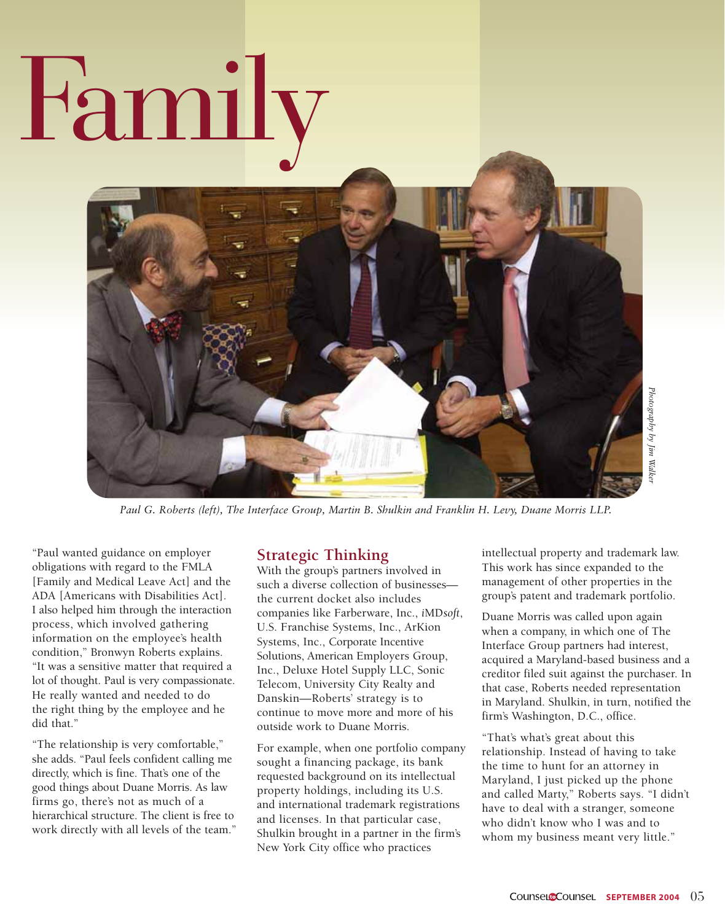# Family

*Photography by Jim Walker*

*Paul G. Roberts (left), The Interface Group, Martin B. Shulkin and Franklin H. Levy, Duane Morris LLP.*

"Paul wanted guidance on employer obligations with regard to the FMLA [Family and Medical Leave Act] and the ADA [Americans with Disabilities Act]. I also helped him through the interaction process, which involved gathering information on the employee's health condition," Bronwyn Roberts explains. "It was a sensitive matter that required a lot of thought. Paul is very compassionate. He really wanted and needed to do the right thing by the employee and he did that."

"The relationship is very comfortable," she adds. "Paul feels confident calling me directly, which is fine. That's one of the good things about Duane Morris. As law firms go, there's not as much of a hierarchical structure. The client is free to work directly with all levels of the team."

## Strategic Thinking

With the group's partners involved in such a diverse collection of businesses—the current docket also includes companies like Farberware, Inc., iMD*soft*, U.S. Franchise Systems, Inc., ArKion Systems, Inc., Corporate Incentive Solutions, American Employers Group, Inc., Deluxe Hotel Supply LLC, Sonic Telecom, University City Realty and Danskin—Roberts' strategy is to continue to move more and more of his outside work to Duane Morris.

For example, when one portfolio company sought a financing package, its bank requested background on its intellectual property holdings, including its U.S. and international trademark registrations and licenses. In that particular case, Shulkin brought in a partner in the firm's New York City office who practices intellectual property and trademark law. This work has since expanded to the management of other properties in the group's patent and trademark portfolio.

Duane Morris was called upon again when a company, in which one of The Interface Group partners had interest, acquired a Maryland-based business and a creditor filed suit against the purchaser. In that case, Roberts needed representation in Maryland. Shulkin, in turn, notified the firm's Washington, D.C., office.

"That's what's great about this relationship. Instead of having to take the time to hunt for an attorney in Maryland, I just picked up the phone and called Marty," Roberts says. "I didn't have to deal with a stranger, someone who didn't know who I was and to whom my business meant very little."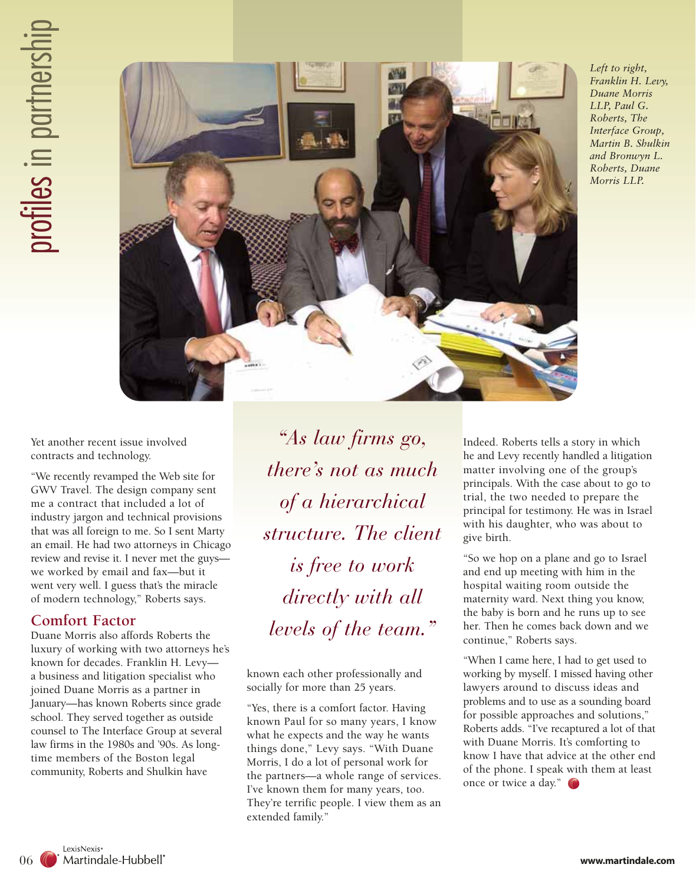*Left to right, Franklin H. Levy, Duane Morris LLP, Paul G. Roberts, The Interface Group, Martin B. Shulkin and Bronwyn L. Roberts, Duane Morris LLP.*

Yet another recent issue involved contracts and technology.

"We recently revamped the Web site for GWV Travel. The design company sent me a contract that included a lot of industry jargon and technical provisions that was all foreign to me. So I sent Marty an email. He had two attorneys in Chicago review and revise it. I never met the guys—we worked by email and fax—but it went very well. I guess that's the miracle of modern technology," Roberts says.

## Comfort Factor

Duane Morris also affords Roberts the luxury of working with two attorneys he's known for decades. Franklin H. Levy—a business and litigation specialist who joined Duane Morris as a partner in January—has known Roberts since grade school. They served together as outside counsel to The Interface Group at several law firms in the 1980s and '90s. As long-time members of the Boston legal community, Roberts and Shulkin have known each other professionally and socially for more than 25 years.

> *"As law firms go, there's not as much of a hierarchical structure. The client is free to work directly with all levels of the team."*

"Yes, there is a comfort factor. Having known Paul for so many years, I know what he expects and the way he wants things done," Levy says. "With Duane Morris, I do a lot of personal work for the partners—a whole range of services. I've known them for many years, too. They're terrific people. I view them as an extended family."

Indeed. Roberts tells a story in which he and Levy recently handled a litigation matter involving one of the group's principals. With the case about to go to trial, the two needed to prepare the principal for testimony. He was in Israel with his daughter, who was about to give birth.

"So we hop on a plane and go to Israel and end up meeting with him in the hospital waiting room outside the maternity ward. Next thing you know, the baby is born and he runs up to see her. Then he comes back down and we continue," Roberts says.

"When I came here, I had to get used to working by myself. I missed having other lawyers around to discuss ideas and problems and to use as a sounding board for possible approaches and solutions," Roberts adds. "I've recaptured a lot of that with Duane Morris. It's comforting to know I have that advice at the other end of the phone. I speak with them at least once or twice a day."